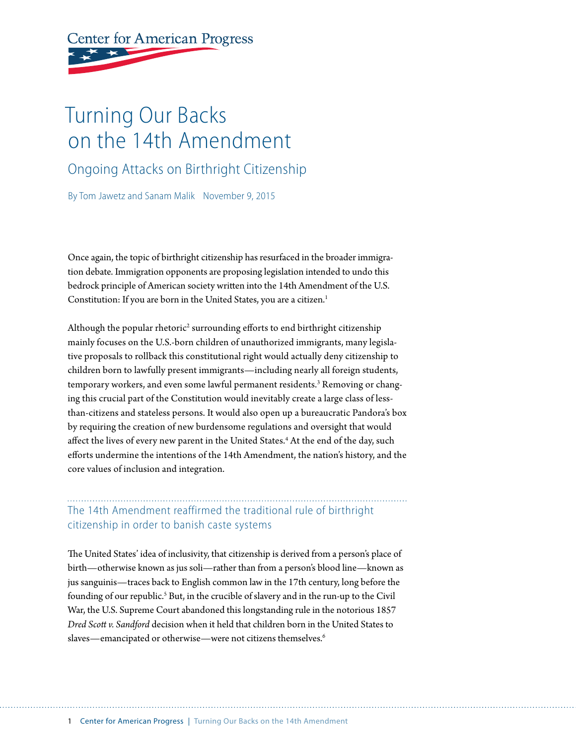Center for American Progress

# Turning Our Backs on the 14th Amendment

## Ongoing Attacks on Birthright Citizenship

By Tom Jawetz and Sanam Malik   November 9, 2015

Once again, the topic of birthright citizenship has resurfaced in the broader immigration debate. Immigration opponents are proposing legislation intended to undo this bedrock principle of American society written into the 14th Amendment of the U.S. Constitution: If you are born in the United States, you are a citizen.[1]

Although the popular rhetoric[2] surrounding efforts to end birthright citizenship mainly focuses on the U.S.-born children of unauthorized immigrants, many legislative proposals to rollback this constitutional right would actually deny citizenship to children born to lawfully present immigrants—including nearly all foreign students, temporary workers, and even some lawful permanent residents.[3] Removing or changing this crucial part of the Constitution would inevitably create a large class of less-than-citizens and stateless persons. It would also open up a bureaucratic Pandora's box by requiring the creation of new burdensome regulations and oversight that would affect the lives of every new parent in the United States.[4] At the end of the day, such efforts undermine the intentions of the 14th Amendment, the nation's history, and the core values of inclusion and integration.

## The 14th Amendment reaffirmed the traditional rule of birthright citizenship in order to banish caste systems

The United States' idea of inclusivity, that citizenship is derived from a person's place of birth—otherwise known as jus soli—rather than from a person's blood line—known as jus sanguinis—traces back to English common law in the 17th century, long before the founding of our republic.[5] But, in the crucible of slavery and in the run-up to the Civil War, the U.S. Supreme Court abandoned this longstanding rule in the notorious 1857 *Dred Scott v. Sandford* decision when it held that children born in the United States to slaves—emancipated or otherwise—were not citizens themselves.[6]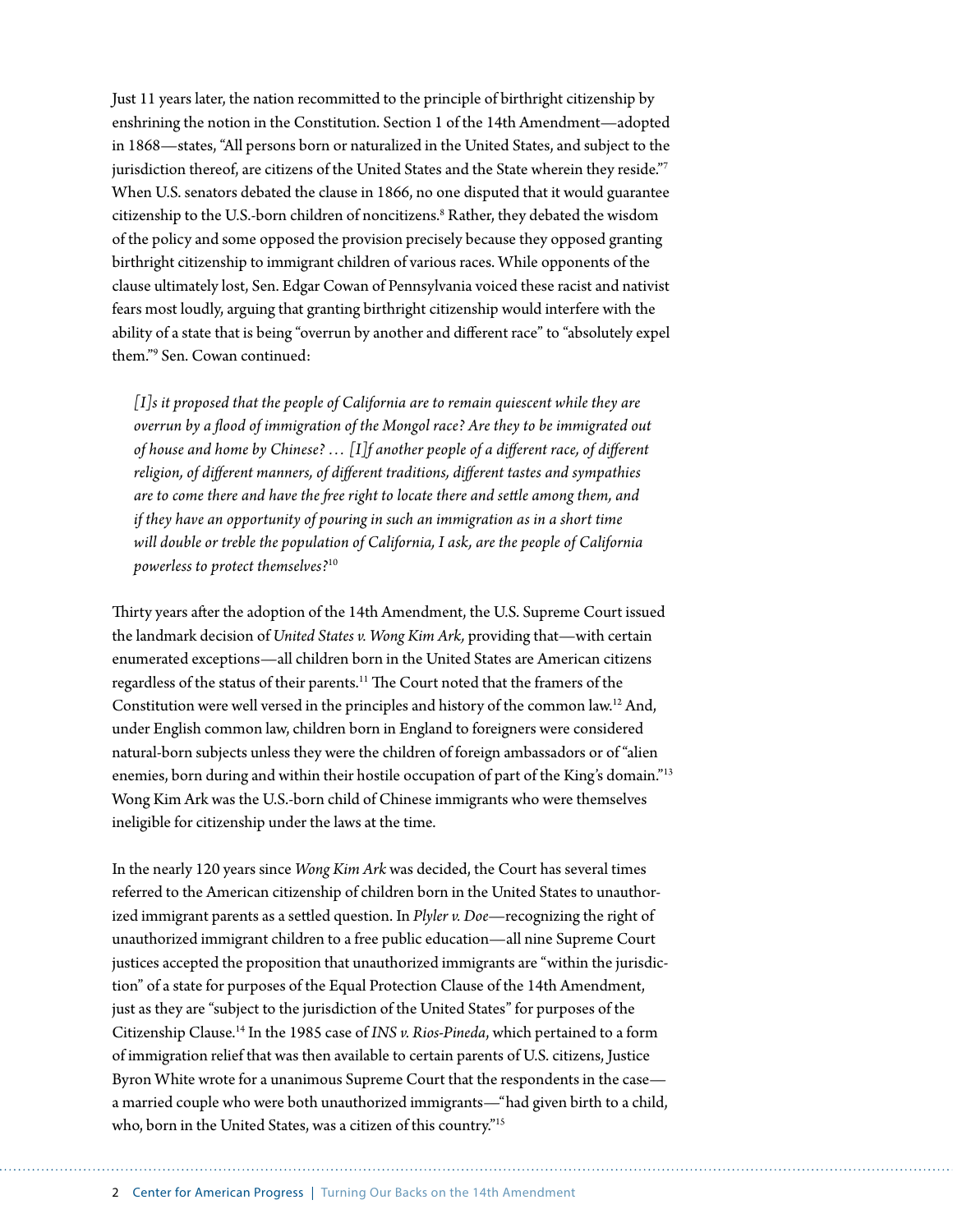Just 11 years later, the nation recommitted to the principle of birthright citizenship by enshrining the notion in the Constitution. Section 1 of the 14th Amendment—adopted in 1868—states, "All persons born or naturalized in the United States, and subject to the jurisdiction thereof, are citizens of the United States and the State wherein they reside."[7] When U.S. senators debated the clause in 1866, no one disputed that it would guarantee citizenship to the U.S.-born children of noncitizens.[8] Rather, they debated the wisdom of the policy and some opposed the provision precisely because they opposed granting birthright citizenship to immigrant children of various races. While opponents of the clause ultimately lost, Sen. Edgar Cowan of Pennsylvania voiced these racist and nativist fears most loudly, arguing that granting birthright citizenship would interfere with the ability of a state that is being "overrun by another and different race" to "absolutely expel them."[9] Sen. Cowan continued:

> *[I]s it proposed that the people of California are to remain quiescent while they are overrun by a flood of immigration of the Mongol race? Are they to be immigrated out of house and home by Chinese? … [I]f another people of a different race, of different religion, of different manners, of different traditions, different tastes and sympathies are to come there and have the free right to locate there and settle among them, and if they have an opportunity of pouring in such an immigration as in a short time will double or treble the population of California, I ask, are the people of California powerless to protect themselves?*[10]

Thirty years after the adoption of the 14th Amendment, the U.S. Supreme Court issued the landmark decision of *United States v. Wong Kim Ark,* providing that—with certain enumerated exceptions—all children born in the United States are American citizens regardless of the status of their parents.[11] The Court noted that the framers of the Constitution were well versed in the principles and history of the common law.[12] And, under English common law, children born in England to foreigners were considered natural-born subjects unless they were the children of foreign ambassadors or of "alien enemies, born during and within their hostile occupation of part of the King's domain."[13] Wong Kim Ark was the U.S.-born child of Chinese immigrants who were themselves ineligible for citizenship under the laws at the time.

In the nearly 120 years since *Wong Kim Ark* was decided, the Court has several times referred to the American citizenship of children born in the United States to unauthorized immigrant parents as a settled question. In *Plyler v. Doe*—recognizing the right of unauthorized immigrant children to a free public education—all nine Supreme Court justices accepted the proposition that unauthorized immigrants are "within the jurisdiction" of a state for purposes of the Equal Protection Clause of the 14th Amendment, just as they are "subject to the jurisdiction of the United States" for purposes of the Citizenship Clause.[14] In the 1985 case of *INS v. Rios-Pineda*, which pertained to a form of immigration relief that was then available to certain parents of U.S. citizens, Justice Byron White wrote for a unanimous Supreme Court that the respondents in the case—a married couple who were both unauthorized immigrants—"had given birth to a child, who, born in the United States, was a citizen of this country."[15]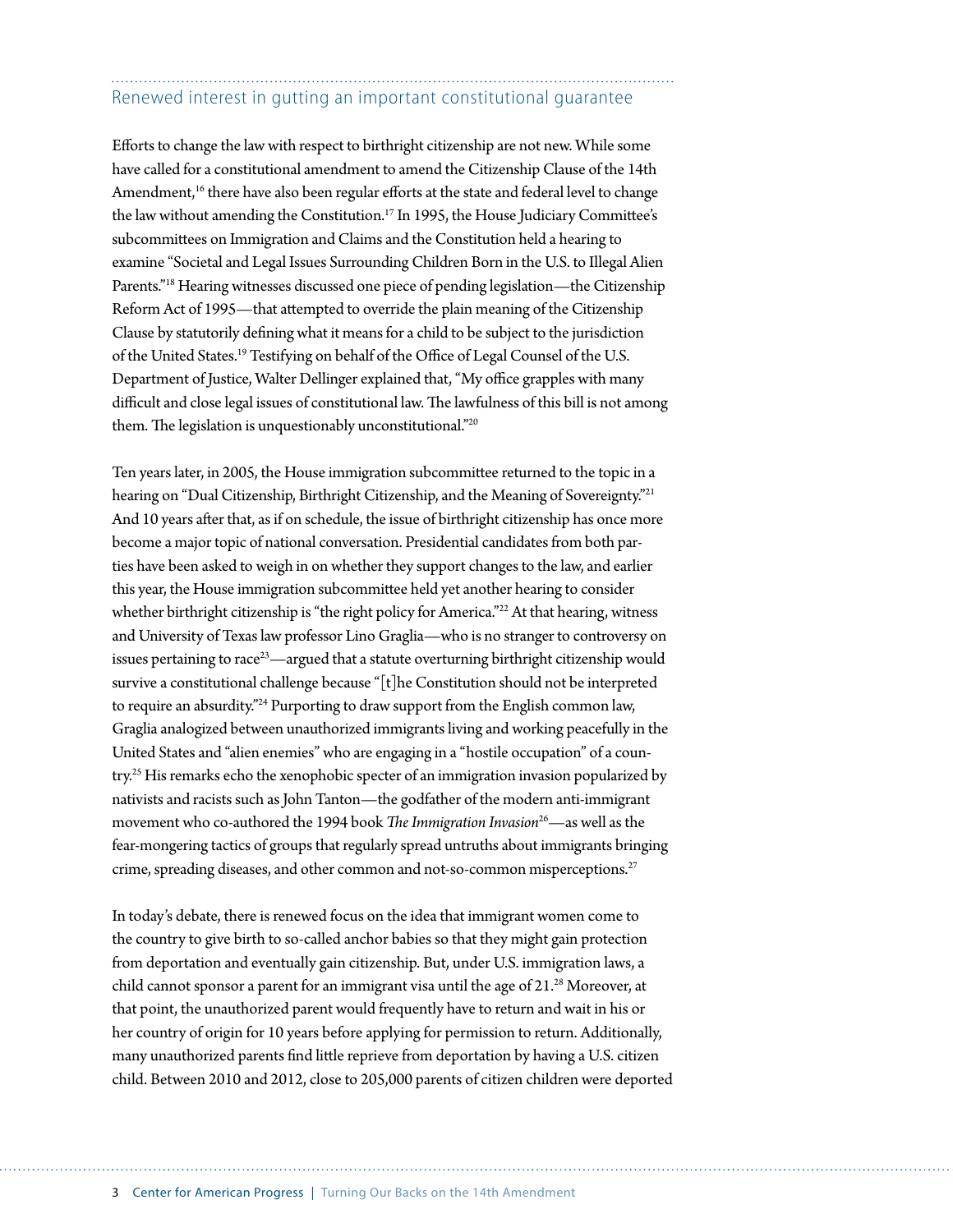## Renewed interest in gutting an important constitutional guarantee

Efforts to change the law with respect to birthright citizenship are not new. While some have called for a constitutional amendment to amend the Citizenship Clause of the 14th Amendment,[16] there have also been regular efforts at the state and federal level to change the law without amending the Constitution.[17] In 1995, the House Judiciary Committee's subcommittees on Immigration and Claims and the Constitution held a hearing to examine "Societal and Legal Issues Surrounding Children Born in the U.S. to Illegal Alien Parents."[18] Hearing witnesses discussed one piece of pending legislation—the Citizenship Reform Act of 1995—that attempted to override the plain meaning of the Citizenship Clause by statutorily defining what it means for a child to be subject to the jurisdiction of the United States.[19] Testifying on behalf of the Office of Legal Counsel of the U.S. Department of Justice, Walter Dellinger explained that, "My office grapples with many difficult and close legal issues of constitutional law. The lawfulness of this bill is not among them. The legislation is unquestionably unconstitutional."[20]

Ten years later, in 2005, the House immigration subcommittee returned to the topic in a hearing on "Dual Citizenship, Birthright Citizenship, and the Meaning of Sovereignty."[21] And 10 years after that, as if on schedule, the issue of birthright citizenship has once more become a major topic of national conversation. Presidential candidates from both parties have been asked to weigh in on whether they support changes to the law, and earlier this year, the House immigration subcommittee held yet another hearing to consider whether birthright citizenship is "the right policy for America."[22] At that hearing, witness and University of Texas law professor Lino Graglia—who is no stranger to controversy on issues pertaining to race[23]—argued that a statute overturning birthright citizenship would survive a constitutional challenge because "[t]he Constitution should not be interpreted to require an absurdity."[24] Purporting to draw support from the English common law, Graglia analogized between unauthorized immigrants living and working peacefully in the United States and "alien enemies" who are engaging in a "hostile occupation" of a country.[25] His remarks echo the xenophobic specter of an immigration invasion popularized by nativists and racists such as John Tanton—the godfather of the modern anti-immigrant movement who co-authored the 1994 book *The Immigration Invasion*[26]—as well as the fear-mongering tactics of groups that regularly spread untruths about immigrants bringing crime, spreading diseases, and other common and not-so-common misperceptions.[27]

In today's debate, there is renewed focus on the idea that immigrant women come to the country to give birth to so-called anchor babies so that they might gain protection from deportation and eventually gain citizenship. But, under U.S. immigration laws, a child cannot sponsor a parent for an immigrant visa until the age of 21.[28] Moreover, at that point, the unauthorized parent would frequently have to return and wait in his or her country of origin for 10 years before applying for permission to return. Additionally, many unauthorized parents find little reprieve from deportation by having a U.S. citizen child. Between 2010 and 2012, close to 205,000 parents of citizen children were deported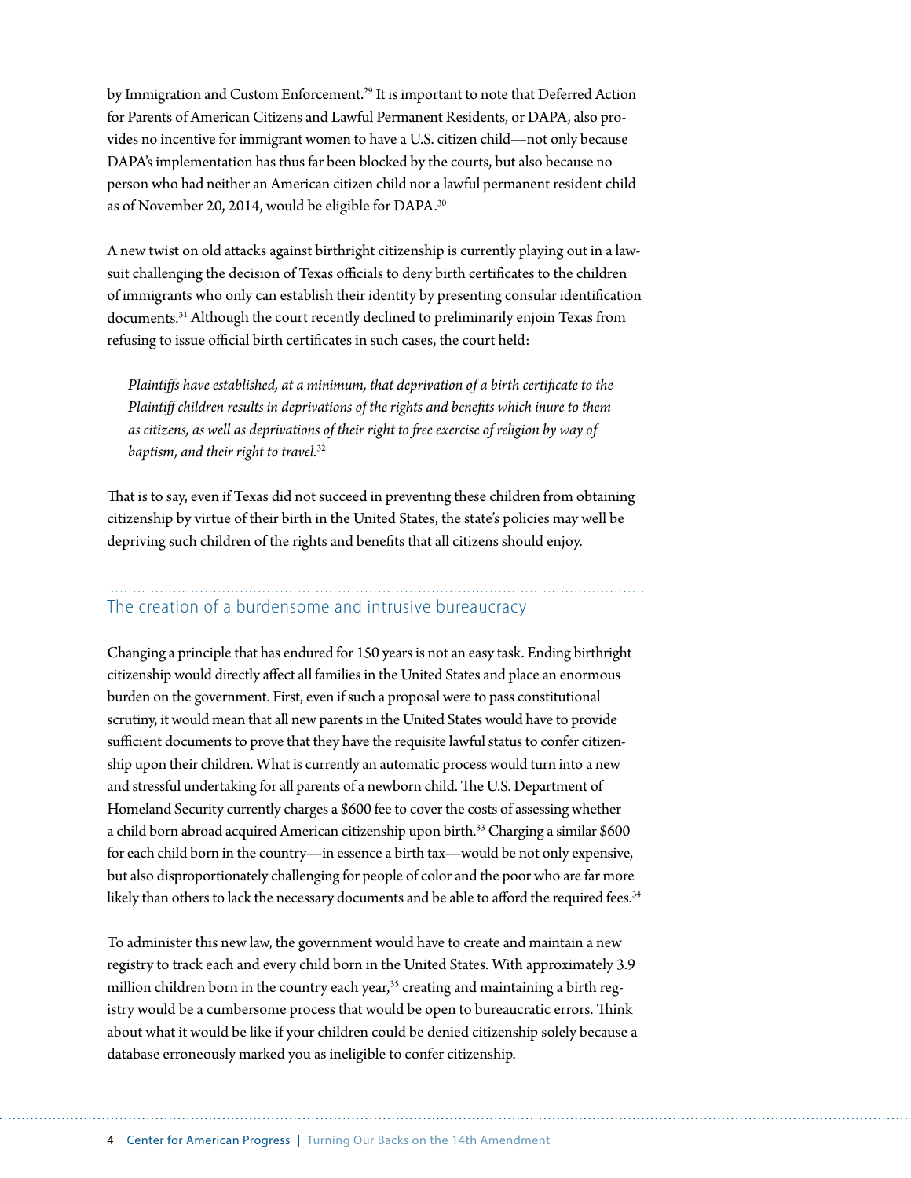by Immigration and Custom Enforcement.[29] It is important to note that Deferred Action for Parents of American Citizens and Lawful Permanent Residents, or DAPA, also provides no incentive for immigrant women to have a U.S. citizen child—not only because DAPA's implementation has thus far been blocked by the courts, but also because no person who had neither an American citizen child nor a lawful permanent resident child as of November 20, 2014, would be eligible for DAPA.[30]

A new twist on old attacks against birthright citizenship is currently playing out in a lawsuit challenging the decision of Texas officials to deny birth certificates to the children of immigrants who only can establish their identity by presenting consular identification documents.[31] Although the court recently declined to preliminarily enjoin Texas from refusing to issue official birth certificates in such cases, the court held:

> *Plaintiffs have established, at a minimum, that deprivation of a birth certificate to the Plaintiff children results in deprivations of the rights and benefits which inure to them as citizens, as well as deprivations of their right to free exercise of religion by way of baptism, and their right to travel.*[32]

That is to say, even if Texas did not succeed in preventing these children from obtaining citizenship by virtue of their birth in the United States, the state's policies may well be depriving such children of the rights and benefits that all citizens should enjoy.

## The creation of a burdensome and intrusive bureaucracy

Changing a principle that has endured for 150 years is not an easy task. Ending birthright citizenship would directly affect all families in the United States and place an enormous burden on the government. First, even if such a proposal were to pass constitutional scrutiny, it would mean that all new parents in the United States would have to provide sufficient documents to prove that they have the requisite lawful status to confer citizenship upon their children. What is currently an automatic process would turn into a new and stressful undertaking for all parents of a newborn child. The U.S. Department of Homeland Security currently charges a $600 fee to cover the costs of assessing whether a child born abroad acquired American citizenship upon birth.[33] Charging a similar $600 for each child born in the country—in essence a birth tax—would be not only expensive, but also disproportionately challenging for people of color and the poor who are far more likely than others to lack the necessary documents and be able to afford the required fees.[34]

To administer this new law, the government would have to create and maintain a new registry to track each and every child born in the United States. With approximately 3.9 million children born in the country each year,[35] creating and maintaining a birth registry would be a cumbersome process that would be open to bureaucratic errors. Think about what it would be like if your children could be denied citizenship solely because a database erroneously marked you as ineligible to confer citizenship.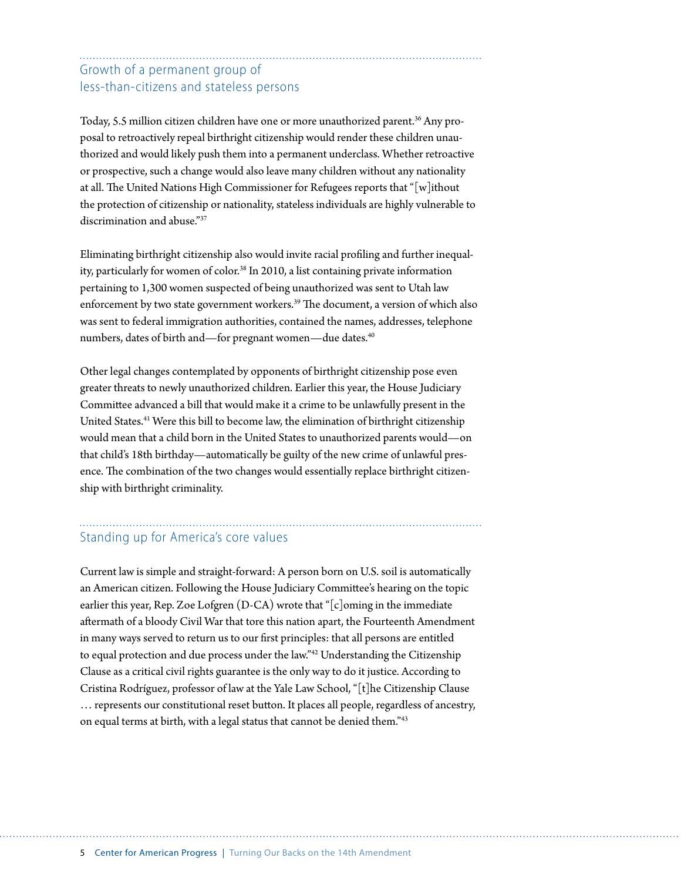## Growth of a permanent group of less-than-citizens and stateless persons

Today, 5.5 million citizen children have one or more unauthorized parent.[36] Any proposal to retroactively repeal birthright citizenship would render these children unauthorized and would likely push them into a permanent underclass. Whether retroactive or prospective, such a change would also leave many children without any nationality at all. The United Nations High Commissioner for Refugees reports that "[w]ithout the protection of citizenship or nationality, stateless individuals are highly vulnerable to discrimination and abuse."[37]

Eliminating birthright citizenship also would invite racial profiling and further inequality, particularly for women of color.[38] In 2010, a list containing private information pertaining to 1,300 women suspected of being unauthorized was sent to Utah law enforcement by two state government workers.[39] The document, a version of which also was sent to federal immigration authorities, contained the names, addresses, telephone numbers, dates of birth and—for pregnant women—due dates.[40]

Other legal changes contemplated by opponents of birthright citizenship pose even greater threats to newly unauthorized children. Earlier this year, the House Judiciary Committee advanced a bill that would make it a crime to be unlawfully present in the United States.[41] Were this bill to become law, the elimination of birthright citizenship would mean that a child born in the United States to unauthorized parents would—on that child's 18th birthday—automatically be guilty of the new crime of unlawful presence. The combination of the two changes would essentially replace birthright citizenship with birthright criminality.

## Standing up for America's core values

Current law is simple and straight-forward: A person born on U.S. soil is automatically an American citizen. Following the House Judiciary Committee's hearing on the topic earlier this year, Rep. Zoe Lofgren (D-CA) wrote that "[c]oming in the immediate aftermath of a bloody Civil War that tore this nation apart, the Fourteenth Amendment in many ways served to return us to our first principles: that all persons are entitled to equal protection and due process under the law."[42] Understanding the Citizenship Clause as a critical civil rights guarantee is the only way to do it justice. According to Cristina Rodríguez, professor of law at the Yale Law School, "[t]he Citizenship Clause … represents our constitutional reset button. It places all people, regardless of ancestry, on equal terms at birth, with a legal status that cannot be denied them."[43]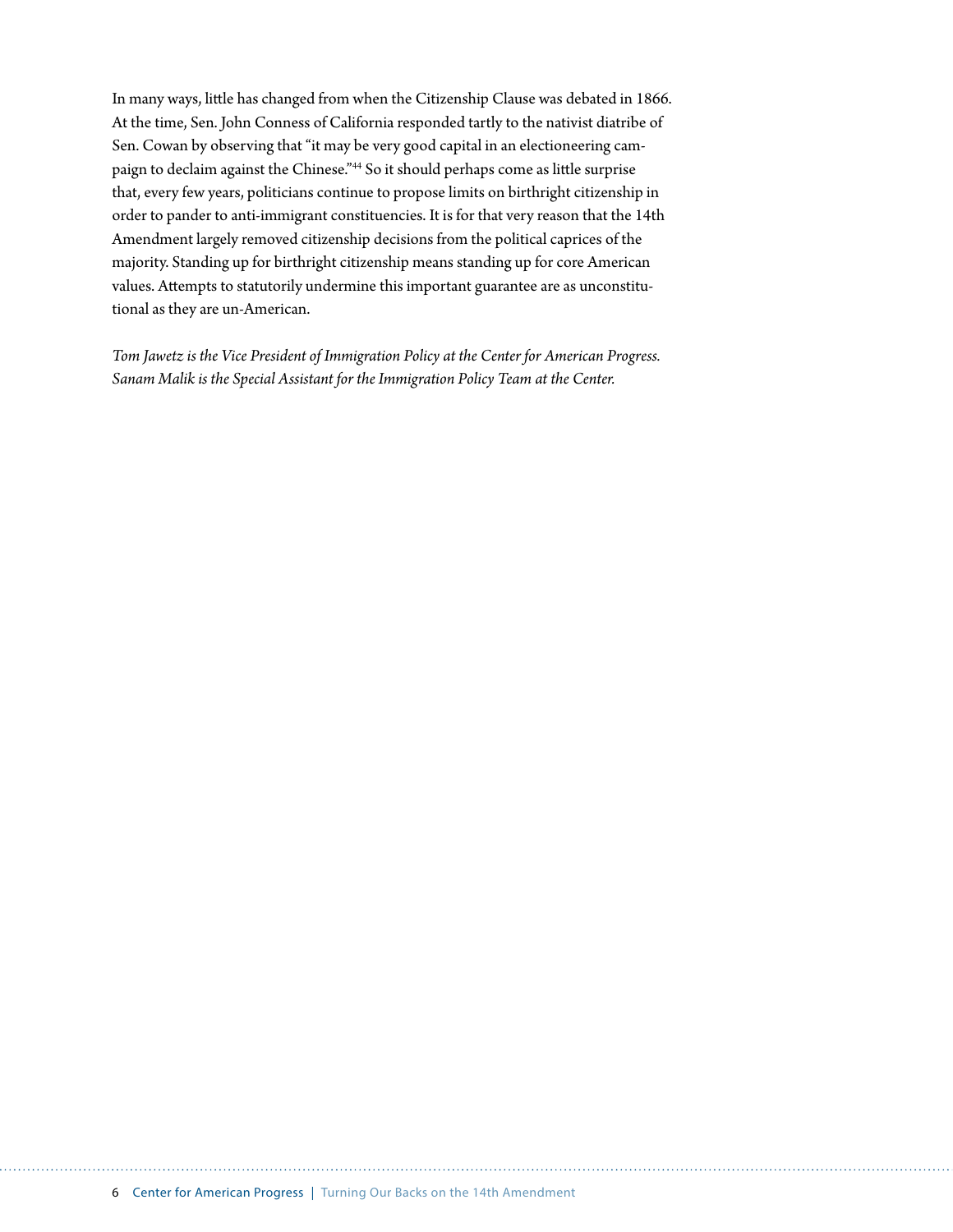In many ways, little has changed from when the Citizenship Clause was debated in 1866. At the time, Sen. John Conness of California responded tartly to the nativist diatribe of Sen. Cowan by observing that "it may be very good capital in an electioneering campaign to declaim against the Chinese."[44] So it should perhaps come as little surprise that, every few years, politicians continue to propose limits on birthright citizenship in order to pander to anti-immigrant constituencies. It is for that very reason that the 14th Amendment largely removed citizenship decisions from the political caprices of the majority. Standing up for birthright citizenship means standing up for core American values. Attempts to statutorily undermine this important guarantee are as unconstitutional as they are un-American.

*Tom Jawetz is the Vice President of Immigration Policy at the Center for American Progress. Sanam Malik is the Special Assistant for the Immigration Policy Team at the Center.*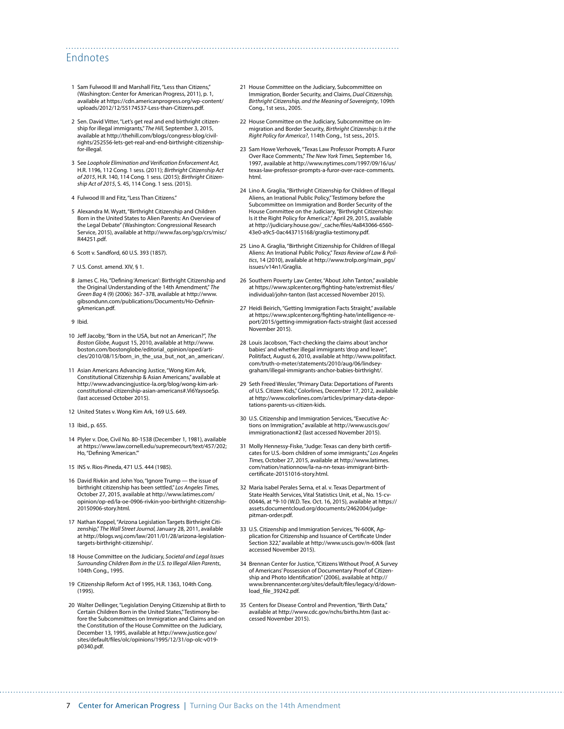## Endnotes

1 Sam Fulwood III and Marshall Fitz, "Less than Citizens," (Washington: Center for American Progress, 2011), p. 1, available at https://cdn.americanprogress.org/wp-content/uploads/2012/12/55174537-Less-than-Citizens.pdf.

2 Sen. David Vitter, "Let's get real and end birthright citizenship for illegal immigrants," *The Hill*, September 3, 2015, available at http://thehill.com/blogs/congress-blog/civil-rights/252556-lets-get-real-and-end-birthright-citizenship-for-illegal.

3 See *Loophole Elimination and Verification Enforcement Act*, H.R. 1196, 112 Cong. 1 sess. (2011); *Birthright Citizenship Act of 2015*, H.R. 140, 114 Cong. 1 sess. (2015); *Birthright Citizenship Act of 2015*, S. 45, 114 Cong. 1 sess. (2015).

4 Fulwood III and Fitz, "Less Than Citizens."

5 Alexandra M. Wyatt, "Birthright Citizenship and Children Born in the United States to Alien Parents: An Overview of the Legal Debate" (Washington: Congressional Research Service, 2015), available at http://www.fas.org/sgp/crs/misc/R44251.pdf.

6 Scott v. Sandford, 60 U.S. 393 (1857).

7 U.S. Const. amend. XIV, § 1.

8 James C. Ho, "Defining 'American': Birthright Citizenship and the Original Understanding of the 14th Amendment," *The Green Bag* 4 (9) (2006): 367–378, available at http://www.gibsondunn.com/publications/Documents/Ho-DefiningAmerican.pdf.

9 Ibid.

10 Jeff Jacoby, "Born in the USA, but not an American?", *The Boston Globe*, August 15, 2010, available at http://www.boston.com/bostonglobe/editorial_opinion/oped/articles/2010/08/15/born_in_the_usa_but_not_an_american/.

11 Asian Americans Advancing Justice, "Wong Kim Ark, Constitutional Citizenship & Asian Americans," available at http://www.advancingjustice-la.org/blog/wong-kim-ark-constitutional-citizenship-asian-americans#.Vi6YaysoeSp. (last accessed October 2015).

12 United States v. Wong Kim Ark, 169 U.S. 649.

13 Ibid., p. 655.

14 Plyler v. Doe, Civil No. 80-1538 (December 1, 1981), available at https://www.law.cornell.edu/supremecourt/text/457/202; Ho, "Defining 'American.'"

15 INS v. Rios-Pineda, 471 U.S. 444 (1985).

16 David Rivkin and John Yoo, "Ignore Trump — the issue of birthright citizenship has been settled," *Los Angeles Times*, October 27, 2015, available at http://www.latimes.com/opinion/op-ed/la-oe-0906-rivkin-yoo-birthright-citizenship-20150906-story.html.

17 Nathan Koppel, "Arizona Legislation Targets Birthright Citizenship," *The Wall Street Journal*, January 28, 2011, available at http://blogs.wsj.com/law/2011/01/28/arizona-legislation-targets-birthright-citizenship/.

18 House Committee on the Judiciary, *Societal and Legal Issues Surrounding Children Born in the U.S. to Illegal Alien Parents*, 104th Cong., 1995.

19 Citizenship Reform Act of 1995, H.R. 1363, 104th Cong. (1995).

20 Walter Dellinger, "Legislation Denying Citizenship at Birth to Certain Children Born in the United States," Testimony before the Subcommittees on Immigration and Claims and on the Constitution of the House Committee on the Judiciary, December 13, 1995, available at http://www.justice.gov/sites/default/files/olc/opinions/1995/12/31/op-olc-v019-p0340.pdf.

21 House Committee on the Judiciary, Subcommittee on Immigration, Border Security, and Claims, *Dual Citizenship, Birthright Citizenship, and the Meaning of Sovereignty*, 109th Cong., 1st sess., 2005.

22 House Committee on the Judiciary, Subcommittee on Immigration and Border Security, *Birthright Citizenship: Is it the Right Policy for America?*, 114th Cong., 1st sess., 2015.

23 Sam Howe Verhovek, "Texas Law Professor Prompts A Furor Over Race Comments," *The New York Times*, September 16, 1997, available at http://www.nytimes.com/1997/09/16/us/texas-law-professor-prompts-a-furor-over-race-comments.html.

24 Lino A. Graglia, "Birthright Citizenship for Children of Illegal Aliens, an Irrational Public Policy," Testimony before the Subcommittee on Immigration and Border Security of the House Committee on the Judiciary, "Birthright Citizenship: Is it the Right Policy for America?," April 29, 2015, available at http://judiciary.house.gov/_cache/files/4a843066-6560-43e0-a9c5-0ac443715168/graglia-testimony.pdf.

25 Lino A. Graglia, "Birthright Citizenship for Children of Illegal Aliens: An Irrational Public Policy," *Texas Review of Law & Politics*, 14 (2010), available at http://www.trolp.org/main_pgs/issues/v14n1/Graglia.

26 Southern Poverty Law Center, "About John Tanton," available at https://www.splcenter.org/fighting-hate/extremist-files/individual/john-tanton (last accessed November 2015).

27 Heidi Beirich, "Getting Immigration Facts Straight," available at https://www.splcenter.org/fighting-hate/intelligence-report/2015/getting-immigration-facts-straight (last accessed November 2015).

28 Louis Jacobson, "Fact-checking the claims about 'anchor babies' and whether illegal immigrants 'drop and leave'", Politifact, August 6, 2010, available at http://www.politifact.com/truth-o-meter/statements/2010/aug/06/lindsey-graham/illegal-immigrants-anchor-babies-birthright/.

29 Seth Freed Wessler, "Primary Data: Deportations of U.S. Citizen Kids," Colorlines, December 17, 2012, available at http://www.colorlines.com/articles/primary-data-deportations-parents-us-citizen-kids.

30 U.S. Citizenship and Immigration Services, "Executive Actions on Immigration," available at http://www.uscis.gov/immigrationaction#2 (last accessed November 2015).

31 Molly Hennessy-Fiske, "Judge: Texas can deny birth certificates for U.S.-born children of some immigrants," *Los Angeles Times*, October 27, 2015, available at http://www.latimes.com/nation/nationnow/la-na-nn-texas-immigrant-birth-certificate-20151016-story.html.

32 Maria Isabel Perales Serna, et al. v. Texas Department of State Health Services, Vital Statistics Unit, et al., No. 15-cv-00446, at *9-10 (W.D. Tex. Oct. 16, 2015), available at https://assets.documentcloud.org/documents/2462004/judge-pitman-order.pdf.

33 U.S. Citizenship and Immigration Services, "N-600K, Application for Citizenship and Issuance of Certificate Under Section 322," available at http://www.uscis.gov/n-600k (last accessed November 2015).

34 Brennan Center for Justice, "Citizens Without Proof, A Survey of Americans' Possession of Documentary Proof of Citizenship and Photo Identification" (2006), available at http://www.brennancenter.org/sites/default/files/legacy/d/download_file_39242.pdf.

35 Centers for Disease Control and Prevention, "Birth Data," available at http://www.cdc.gov/nchs/births.htm (last accessed November 2015).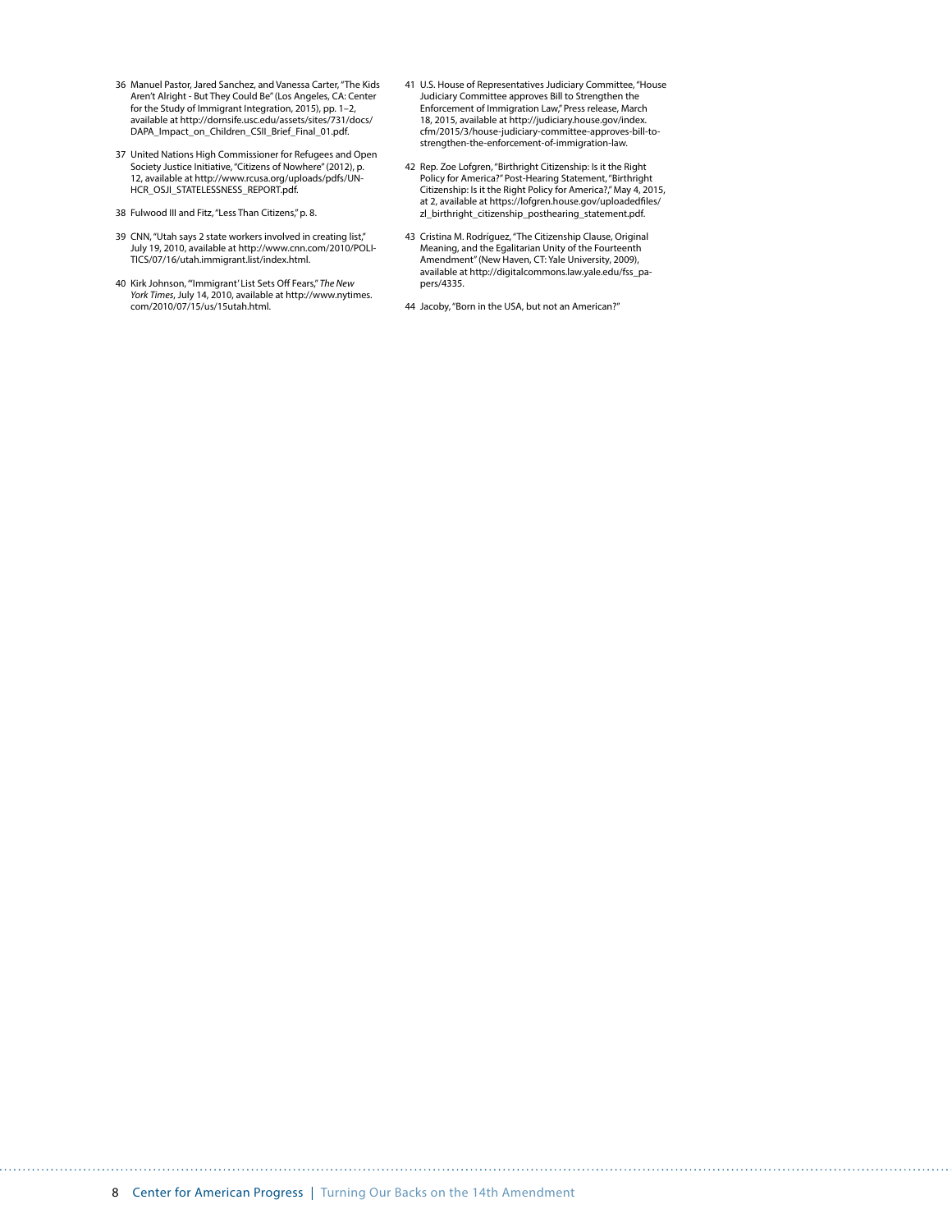36 Manuel Pastor, Jared Sanchez, and Vanessa Carter, "The Kids Aren't Alright - But They Could Be" (Los Angeles, CA: Center for the Study of Immigrant Integration, 2015), pp. 1–2, available at http://dornsife.usc.edu/assets/sites/731/docs/DAPA_Impact_on_Children_CSII_Brief_Final_01.pdf.

37 United Nations High Commissioner for Refugees and Open Society Justice Initiative, "Citizens of Nowhere" (2012), p. 12, available at http://www.rcusa.org/uploads/pdfs/UNHCR_OSJI_STATELESSNESS_REPORT.pdf.

38 Fulwood III and Fitz, "Less Than Citizens," p. 8.

39 CNN, "Utah says 2 state workers involved in creating list," July 19, 2010, available at http://www.cnn.com/2010/POLITICS/07/16/utah.immigrant.list/index.html.

40 Kirk Johnson, "'Immigrant' List Sets Off Fears," *The New York Times*, July 14, 2010, available at http://www.nytimes.com/2010/07/15/us/15utah.html.

41 U.S. House of Representatives Judiciary Committee, "House Judiciary Committee approves Bill to Strengthen the Enforcement of Immigration Law," Press release, March 18, 2015, available at http://judiciary.house.gov/index.cfm/2015/3/house-judiciary-committee-approves-bill-to-strengthen-the-enforcement-of-immigration-law.

42 Rep. Zoe Lofgren, "Birthright Citizenship: Is it the Right Policy for America?" Post-Hearing Statement, "Birthright Citizenship: Is it the Right Policy for America?," May 4, 2015, at 2, available at https://lofgren.house.gov/uploadedfiles/zl_birthright_citizenship_posthearing_statement.pdf.

43 Cristina M. Rodríguez, "The Citizenship Clause, Original Meaning, and the Egalitarian Unity of the Fourteenth Amendment" (New Haven, CT: Yale University, 2009), available at http://digitalcommons.law.yale.edu/fss_papers/4335.

44 Jacoby, "Born in the USA, but not an American?"